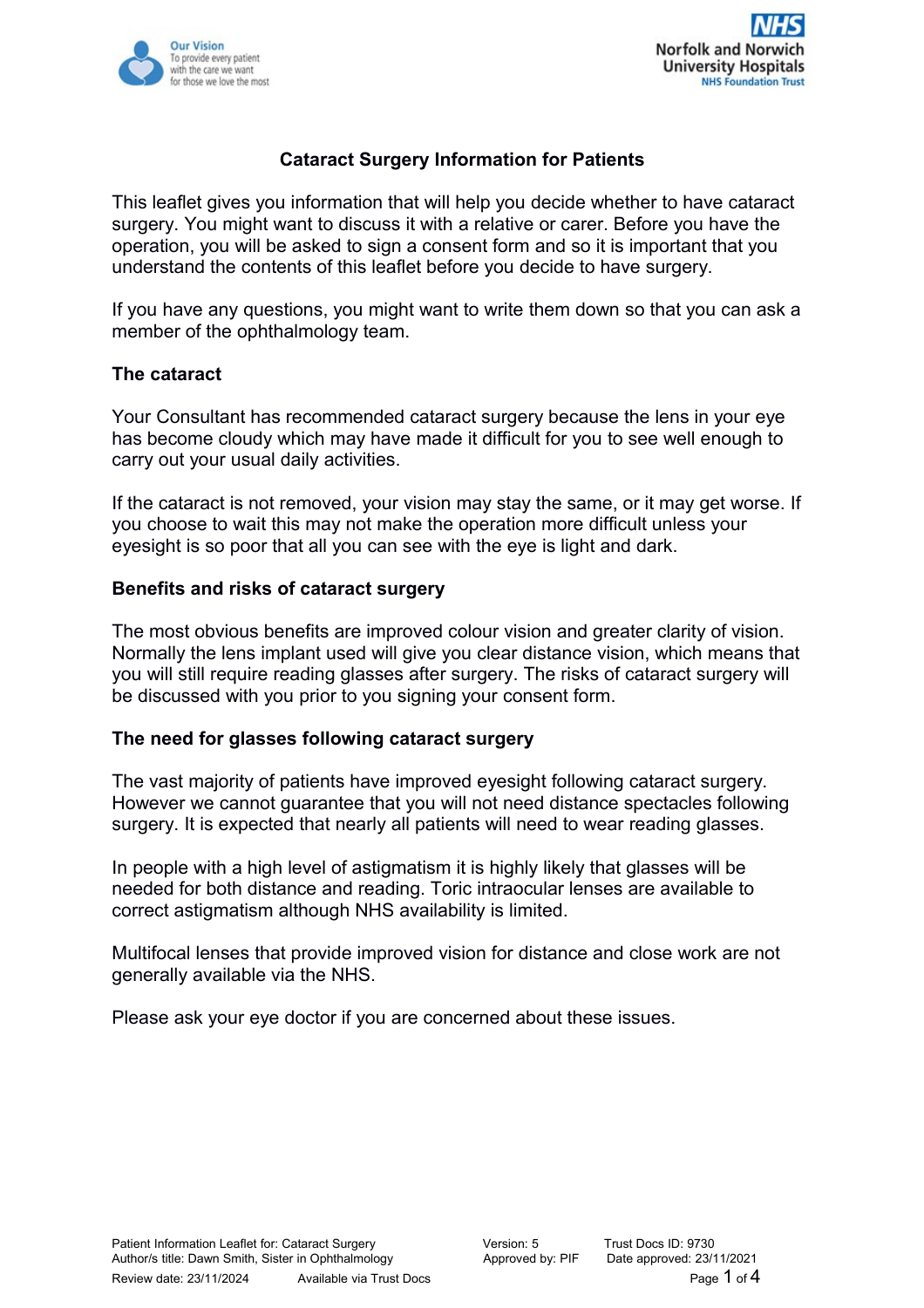# Cataract Surgery Information for Patients

This leaflet gives you information that will help you decide whether to have cataract surgery. You might want to discuss it with a relative or carer. Before you have the operation, you will be asked to sign a consent form and so it is important that you understand the contents of this leaflet before you decide to have surgery.

If you have any questions, you might want to write them down so that you can ask a member of the ophthalmology team.

## The cataract

Your Consultant has recommended cataract surgery because the lens in your eye has become cloudy which may have made it difficult for you to see well enough to carry out your usual daily activities.

If the cataract is not removed, your vision may stay the same, or it may get worse. If you choose to wait this may not make the operation more difficult unless your eyesight is so poor that all you can see with the eye is light and dark.

## Benefits and risks of cataract surgery

The most obvious benefits are improved colour vision and greater clarity of vision. Normally the lens implant used will give you clear distance vision, which means that you will still require reading glasses after surgery. The risks of cataract surgery will be discussed with you prior to you signing your consent form.

## The need for glasses following cataract surgery

The vast majority of patients have improved eyesight following cataract surgery. However we cannot guarantee that you will not need distance spectacles following surgery. It is expected that nearly all patients will need to wear reading glasses.

In people with a high level of astigmatism it is highly likely that glasses will be needed for both distance and reading. Toric intraocular lenses are available to correct astigmatism although NHS availability is limited.

Multifocal lenses that provide improved vision for distance and close work are not generally available via the NHS.

Please ask your eye doctor if you are concerned about these issues.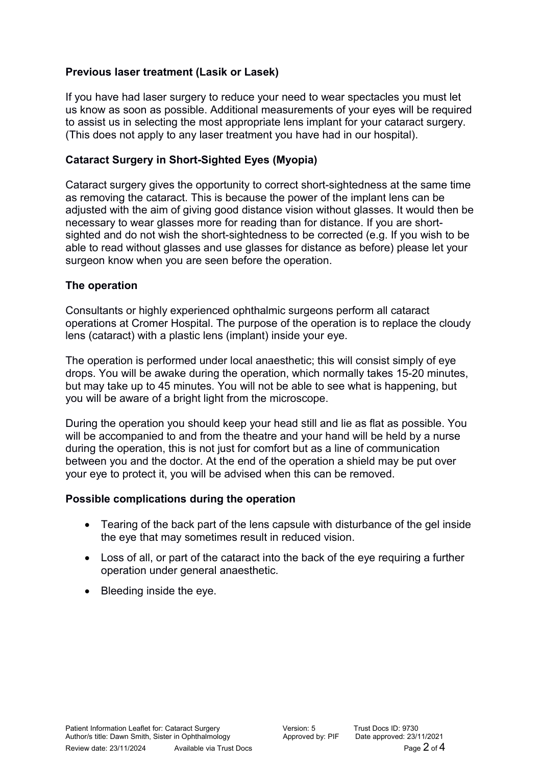### Previous laser treatment (Lasik or Lasek)

If you have had laser surgery to reduce your need to wear spectacles you must let us know as soon as possible. Additional measurements of your eyes will be required to assist us in selecting the most appropriate lens implant for your cataract surgery. (This does not apply to any laser treatment you have had in our hospital).

### Cataract Surgery in Short-Sighted Eyes (Myopia)

Cataract surgery gives the opportunity to correct short-sightedness at the same time as removing the cataract. This is because the power of the implant lens can be adjusted with the aim of giving good distance vision without glasses. It would then be necessary to wear glasses more for reading than for distance. If you are short-sighted and do not wish the short-sightedness to be corrected (e.g. If you wish to be able to read without glasses and use glasses for distance as before) please let your surgeon know when you are seen before the operation.

### The operation

Consultants or highly experienced ophthalmic surgeons perform all cataract operations at Cromer Hospital. The purpose of the operation is to replace the cloudy lens (cataract) with a plastic lens (implant) inside your eye.

The operation is performed under local anaesthetic; this will consist simply of eye drops. You will be awake during the operation, which normally takes 15-20 minutes, but may take up to 45 minutes. You will not be able to see what is happening, but you will be aware of a bright light from the microscope.

During the operation you should keep your head still and lie as flat as possible. You will be accompanied to and from the theatre and your hand will be held by a nurse during the operation, this is not just for comfort but as a line of communication between you and the doctor. At the end of the operation a shield may be put over your eye to protect it, you will be advised when this can be removed.

### Possible complications during the operation

- Tearing of the back part of the lens capsule with disturbance of the gel inside the eye that may sometimes result in reduced vision.
- Loss of all, or part of the cataract into the back of the eye requiring a further operation under general anaesthetic.
- Bleeding inside the eye.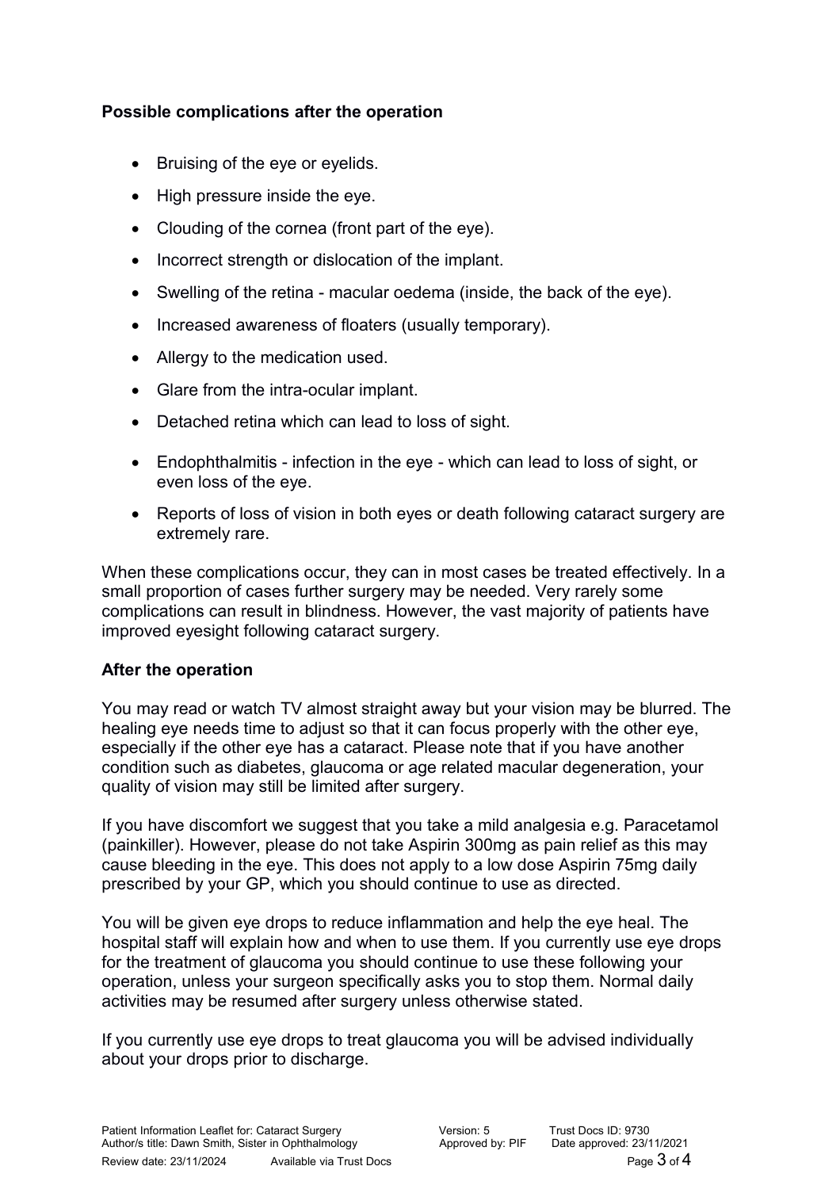**Possible complications after the operation**

- Bruising of the eye or eyelids.
- High pressure inside the eye.
- Clouding of the cornea (front part of the eye).
- Incorrect strength or dislocation of the implant.
- Swelling of the retina - macular oedema (inside, the back of the eye).
- Increased awareness of floaters (usually temporary).
- Allergy to the medication used.
- Glare from the intra-ocular implant.
- Detached retina which can lead to loss of sight.
- Endophthalmitis - infection in the eye - which can lead to loss of sight, or even loss of the eye.
- Reports of loss of vision in both eyes or death following cataract surgery are extremely rare.

When these complications occur, they can in most cases be treated effectively. In a small proportion of cases further surgery may be needed. Very rarely some complications can result in blindness. However, the vast majority of patients have improved eyesight following cataract surgery.

**After the operation**

You may read or watch TV almost straight away but your vision may be blurred. The healing eye needs time to adjust so that it can focus properly with the other eye, especially if the other eye has a cataract. Please note that if you have another condition such as diabetes, glaucoma or age related macular degeneration, your quality of vision may still be limited after surgery.

If you have discomfort we suggest that you take a mild analgesia e.g. Paracetamol (painkiller). However, please do not take Aspirin 300mg as pain relief as this may cause bleeding in the eye. This does not apply to a low dose Aspirin 75mg daily prescribed by your GP, which you should continue to use as directed.

You will be given eye drops to reduce inflammation and help the eye heal. The hospital staff will explain how and when to use them. If you currently use eye drops for the treatment of glaucoma you should continue to use these following your operation, unless your surgeon specifically asks you to stop them. Normal daily activities may be resumed after surgery unless otherwise stated.

If you currently use eye drops to treat glaucoma you will be advised individually about your drops prior to discharge.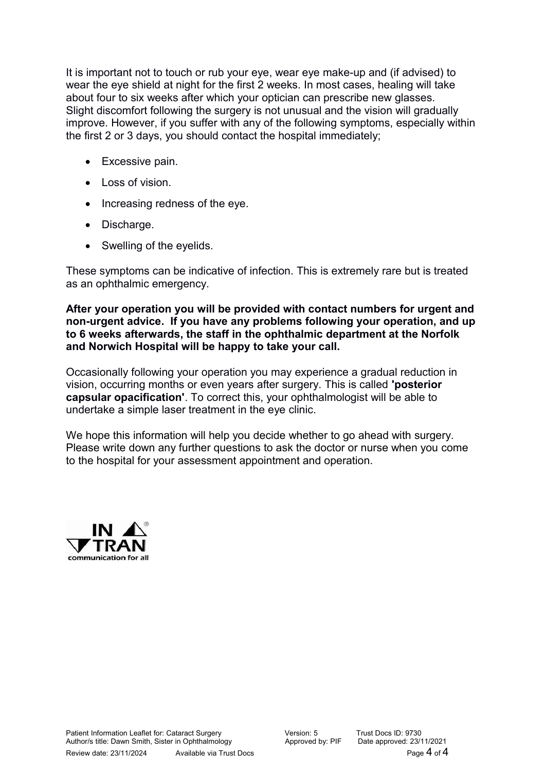It is important not to touch or rub your eye, wear eye make-up and (if advised) to wear the eye shield at night for the first 2 weeks. In most cases, healing will take about four to six weeks after which your optician can prescribe new glasses. Slight discomfort following the surgery is not unusual and the vision will gradually improve. However, if you suffer with any of the following symptoms, especially within the first 2 or 3 days, you should contact the hospital immediately;

- Excessive pain.
- Loss of vision.
- Increasing redness of the eye.
- Discharge.
- Swelling of the eyelids.

These symptoms can be indicative of infection. This is extremely rare but is treated as an ophthalmic emergency.

**After your operation you will be provided with contact numbers for urgent and non-urgent advice. If you have any problems following your operation, and up to 6 weeks afterwards, the staff in the ophthalmic department at the Norfolk and Norwich Hospital will be happy to take your call.**

Occasionally following your operation you may experience a gradual reduction in vision, occurring months or even years after surgery. This is called **'posterior capsular opacification'**. To correct this, your ophthalmologist will be able to undertake a simple laser treatment in the eye clinic.

We hope this information will help you decide whether to go ahead with surgery. Please write down any further questions to ask the doctor or nurse when you come to the hospital for your assessment appointment and operation.

IN TRAN communication for all